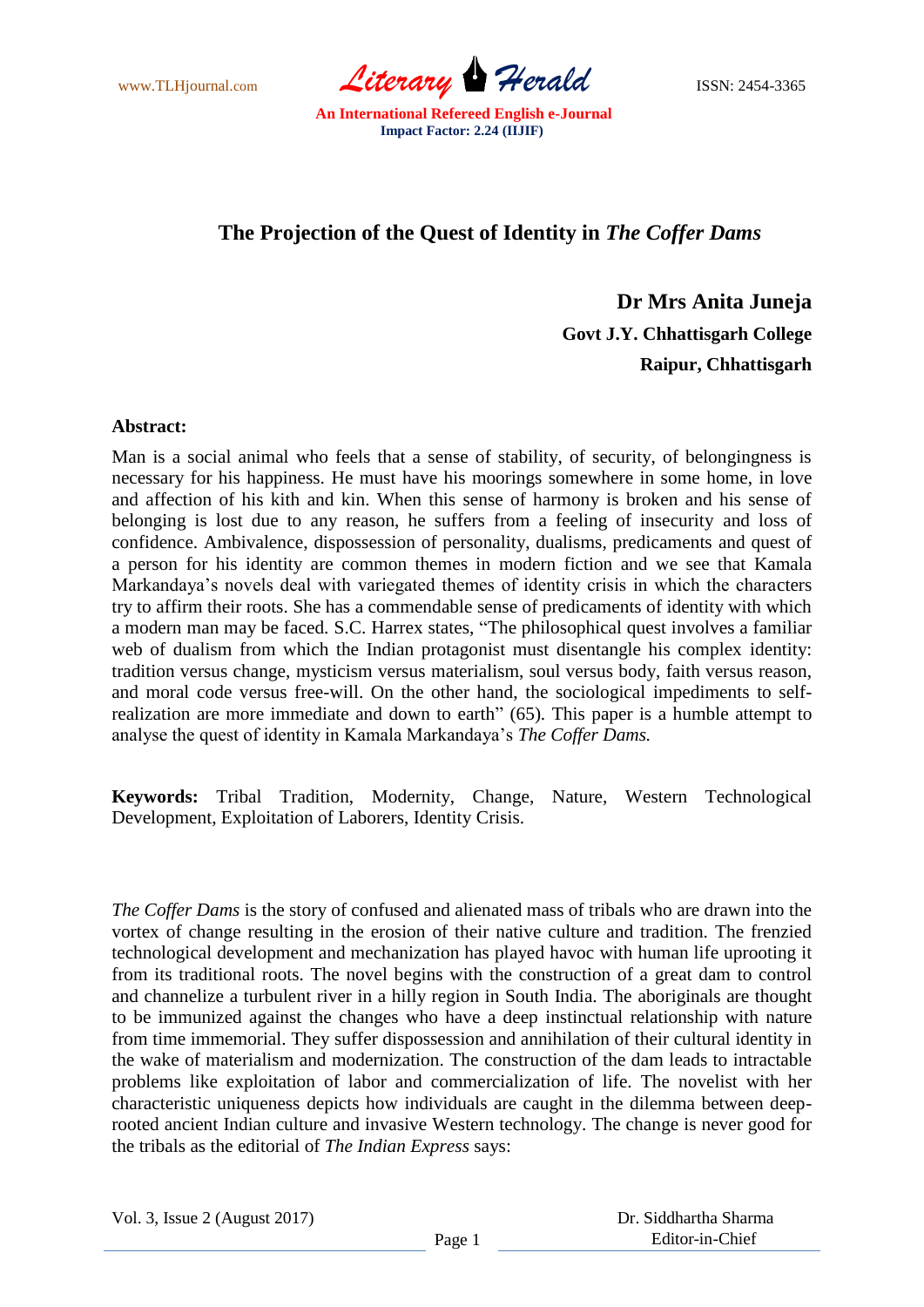# The Projection of the Quest of Identity in *The Coffer Dams*

**Dr Mrs Anita Juneja**
**Govt J.Y. Chhattisgarh College**
**Raipur, Chhattisgarh**

**Abstract:**

Man is a social animal who feels that a sense of stability, of security, of belongingness is necessary for his happiness. He must have his moorings somewhere in some home, in love and affection of his kith and kin. When this sense of harmony is broken and his sense of belonging is lost due to any reason, he suffers from a feeling of insecurity and loss of confidence. Ambivalence, dispossession of personality, dualisms, predicaments and quest of a person for his identity are common themes in modern fiction and we see that Kamala Markandaya's novels deal with variegated themes of identity crisis in which the characters try to affirm their roots. She has a commendable sense of predicaments of identity with which a modern man may be faced. S.C. Harrex states, "The philosophical quest involves a familiar web of dualism from which the Indian protagonist must disentangle his complex identity: tradition versus change, mysticism versus materialism, soul versus body, faith versus reason, and moral code versus free-will. On the other hand, the sociological impediments to self-realization are more immediate and down to earth" (65). This paper is a humble attempt to analyse the quest of identity in Kamala Markandaya's *The Coffer Dams.*

**Keywords:** Tribal Tradition, Modernity, Change, Nature, Western Technological Development, Exploitation of Laborers, Identity Crisis.

*The Coffer Dams* is the story of confused and alienated mass of tribals who are drawn into the vortex of change resulting in the erosion of their native culture and tradition. The frenzied technological development and mechanization has played havoc with human life uprooting it from its traditional roots. The novel begins with the construction of a great dam to control and channelize a turbulent river in a hilly region in South India. The aboriginals are thought to be immunized against the changes who have a deep instinctual relationship with nature from time immemorial. They suffer dispossession and annihilation of their cultural identity in the wake of materialism and modernization. The construction of the dam leads to intractable problems like exploitation of labor and commercialization of life. The novelist with her characteristic uniqueness depicts how individuals are caught in the dilemma between deep-rooted ancient Indian culture and invasive Western technology. The change is never good for the tribals as the editorial of *The Indian Express* says: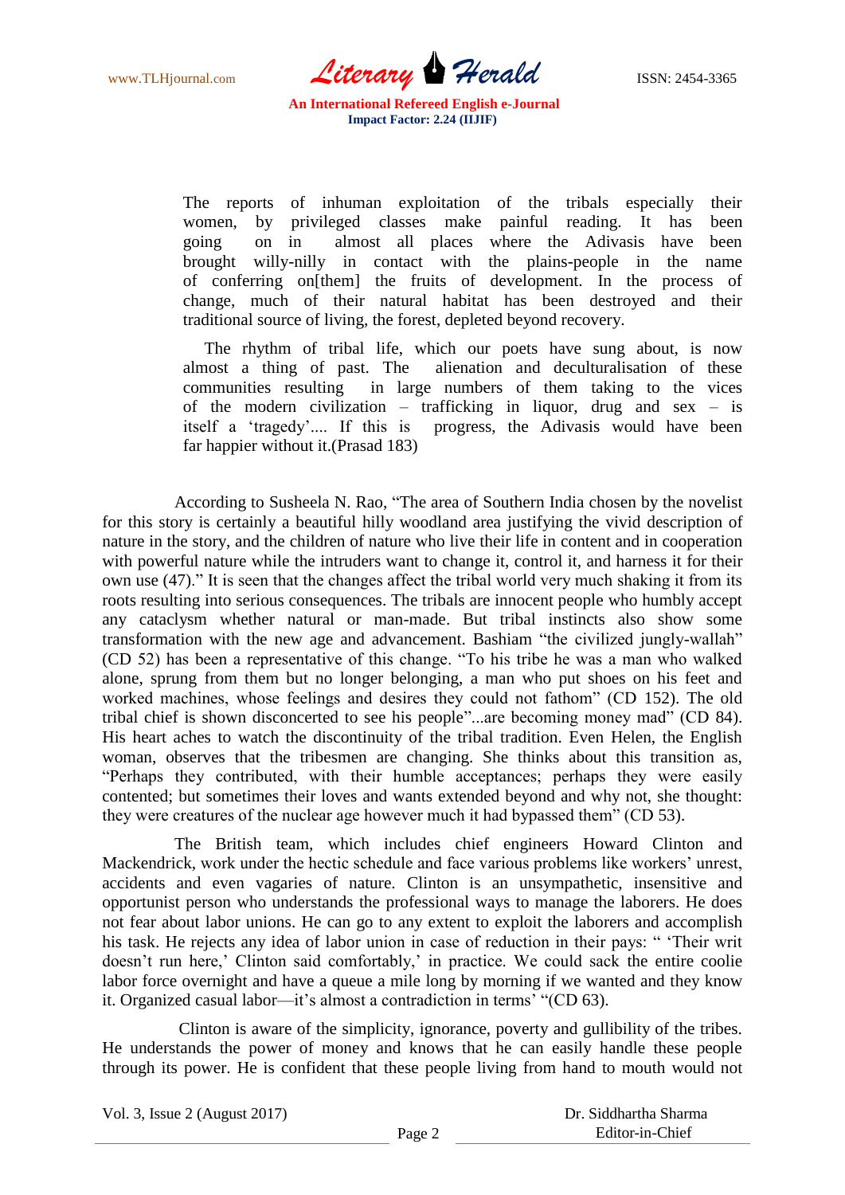> The reports of inhuman exploitation of the tribals especially their women, by privileged classes make painful reading. It has been going on in almost all places where the Adivasis have been brought willy-nilly in contact with the plains-people in the name of conferring on[them] the fruits of development. In the process of change, much of their natural habitat has been destroyed and their traditional source of living, the forest, depleted beyond recovery.
>
> The rhythm of tribal life, which our poets have sung about, is now almost a thing of past. The alienation and deculturalisation of these communities resulting in large numbers of them taking to the vices of the modern civilization – trafficking in liquor, drug and sex – is itself a 'tragedy'.... If this is progress, the Adivasis would have been far happier without it.(Prasad 183)

According to Susheela N. Rao, "The area of Southern India chosen by the novelist for this story is certainly a beautiful hilly woodland area justifying the vivid description of nature in the story, and the children of nature who live their life in content and in cooperation with powerful nature while the intruders want to change it, control it, and harness it for their own use (47)." It is seen that the changes affect the tribal world very much shaking it from its roots resulting into serious consequences. The tribals are innocent people who humbly accept any cataclysm whether natural or man-made. But tribal instincts also show some transformation with the new age and advancement. Bashiam "the civilized jungly-wallah" (CD 52) has been a representative of this change. "To his tribe he was a man who walked alone, sprung from them but no longer belonging, a man who put shoes on his feet and worked machines, whose feelings and desires they could not fathom" (CD 152). The old tribal chief is shown disconcerted to see his people"...are becoming money mad" (CD 84). His heart aches to watch the discontinuity of the tribal tradition. Even Helen, the English woman, observes that the tribesmen are changing. She thinks about this transition as, "Perhaps they contributed, with their humble acceptances; perhaps they were easily contented; but sometimes their loves and wants extended beyond and why not, she thought: they were creatures of the nuclear age however much it had bypassed them" (CD 53).

The British team, which includes chief engineers Howard Clinton and Mackendrick, work under the hectic schedule and face various problems like workers' unrest, accidents and even vagaries of nature. Clinton is an unsympathetic, insensitive and opportunist person who understands the professional ways to manage the laborers. He does not fear about labor unions. He can go to any extent to exploit the laborers and accomplish his task. He rejects any idea of labor union in case of reduction in their pays: " 'Their writ doesn't run here,' Clinton said comfortably,' in practice. We could sack the entire coolie labor force overnight and have a queue a mile long by morning if we wanted and they know it. Organized casual labor—it's almost a contradiction in terms' "(CD 63).

Clinton is aware of the simplicity, ignorance, poverty and gullibility of the tribes. He understands the power of money and knows that he can easily handle these people through its power. He is confident that these people living from hand to mouth would not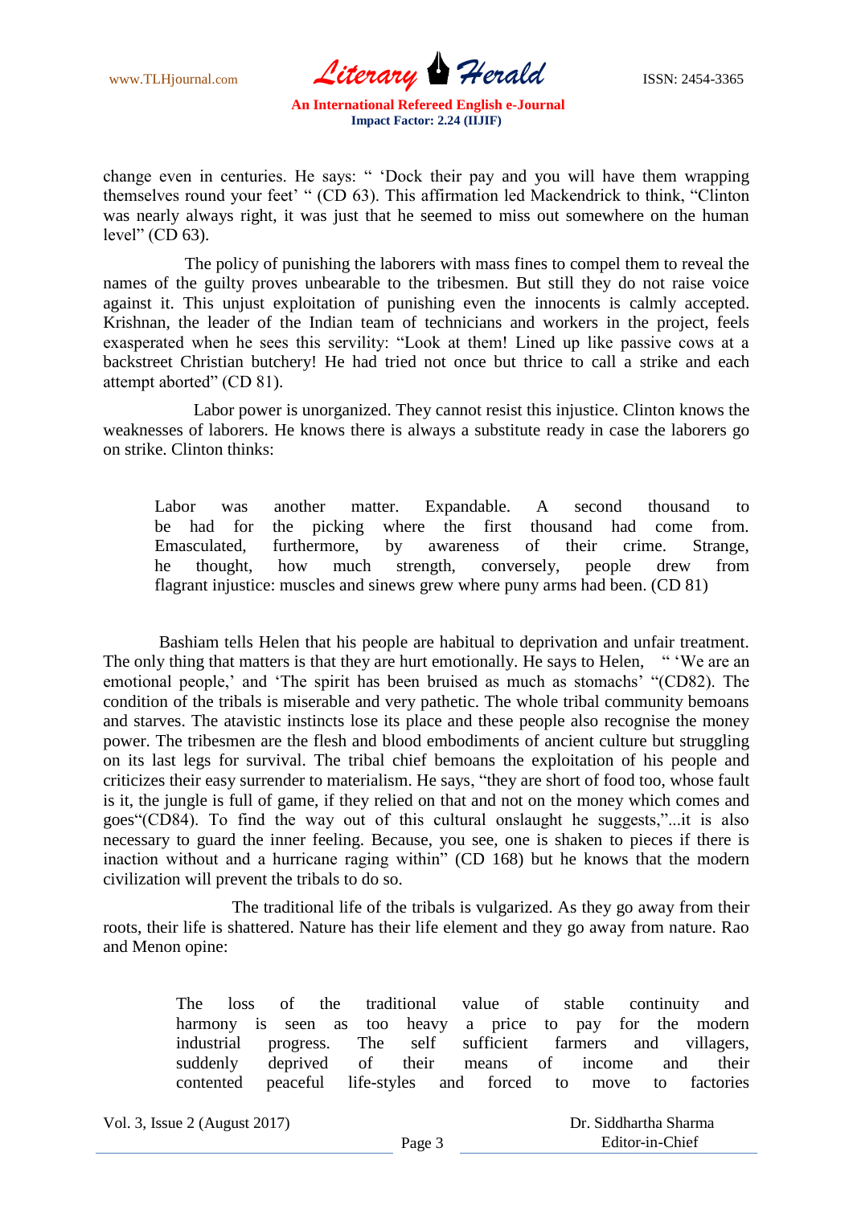change even in centuries. He says: " 'Dock their pay and you will have them wrapping themselves round your feet' " (CD 63). This affirmation led Mackendrick to think, "Clinton was nearly always right, it was just that he seemed to miss out somewhere on the human level" (CD 63).

The policy of punishing the laborers with mass fines to compel them to reveal the names of the guilty proves unbearable to the tribesmen. But still they do not raise voice against it. This unjust exploitation of punishing even the innocents is calmly accepted. Krishnan, the leader of the Indian team of technicians and workers in the project, feels exasperated when he sees this servility: "Look at them! Lined up like passive cows at a backstreet Christian butchery! He had tried not once but thrice to call a strike and each attempt aborted" (CD 81).

Labor power is unorganized. They cannot resist this injustice. Clinton knows the weaknesses of laborers. He knows there is always a substitute ready in case the laborers go on strike. Clinton thinks:

> Labor was another matter. Expandable. A second thousand to be had for the picking where the first thousand had come from. Emasculated, furthermore, by awareness of their crime. Strange, he thought, how much strength, conversely, people drew from flagrant injustice: muscles and sinews grew where puny arms had been. (CD 81)

Bashiam tells Helen that his people are habitual to deprivation and unfair treatment. The only thing that matters is that they are hurt emotionally. He says to Helen, " 'We are an emotional people,' and 'The spirit has been bruised as much as stomachs' "(CD82). The condition of the tribals is miserable and very pathetic. The whole tribal community bemoans and starves. The atavistic instincts lose its place and these people also recognise the money power. The tribesmen are the flesh and blood embodiments of ancient culture but struggling on its last legs for survival. The tribal chief bemoans the exploitation of his people and criticizes their easy surrender to materialism. He says, "they are short of food too, whose fault is it, the jungle is full of game, if they relied on that and not on the money which comes and goes"(CD84). To find the way out of this cultural onslaught he suggests,"...it is also necessary to guard the inner feeling. Because, you see, one is shaken to pieces if there is inaction without and a hurricane raging within" (CD 168) but he knows that the modern civilization will prevent the tribals to do so.

The traditional life of the tribals is vulgarized. As they go away from their roots, their life is shattered. Nature has their life element and they go away from nature. Rao and Menon opine:

> The loss of the traditional value of stable continuity and harmony is seen as too heavy a price to pay for the modern industrial progress. The self sufficient farmers and villagers, suddenly deprived of their means of income and their contented peaceful life-styles and forced to move to factories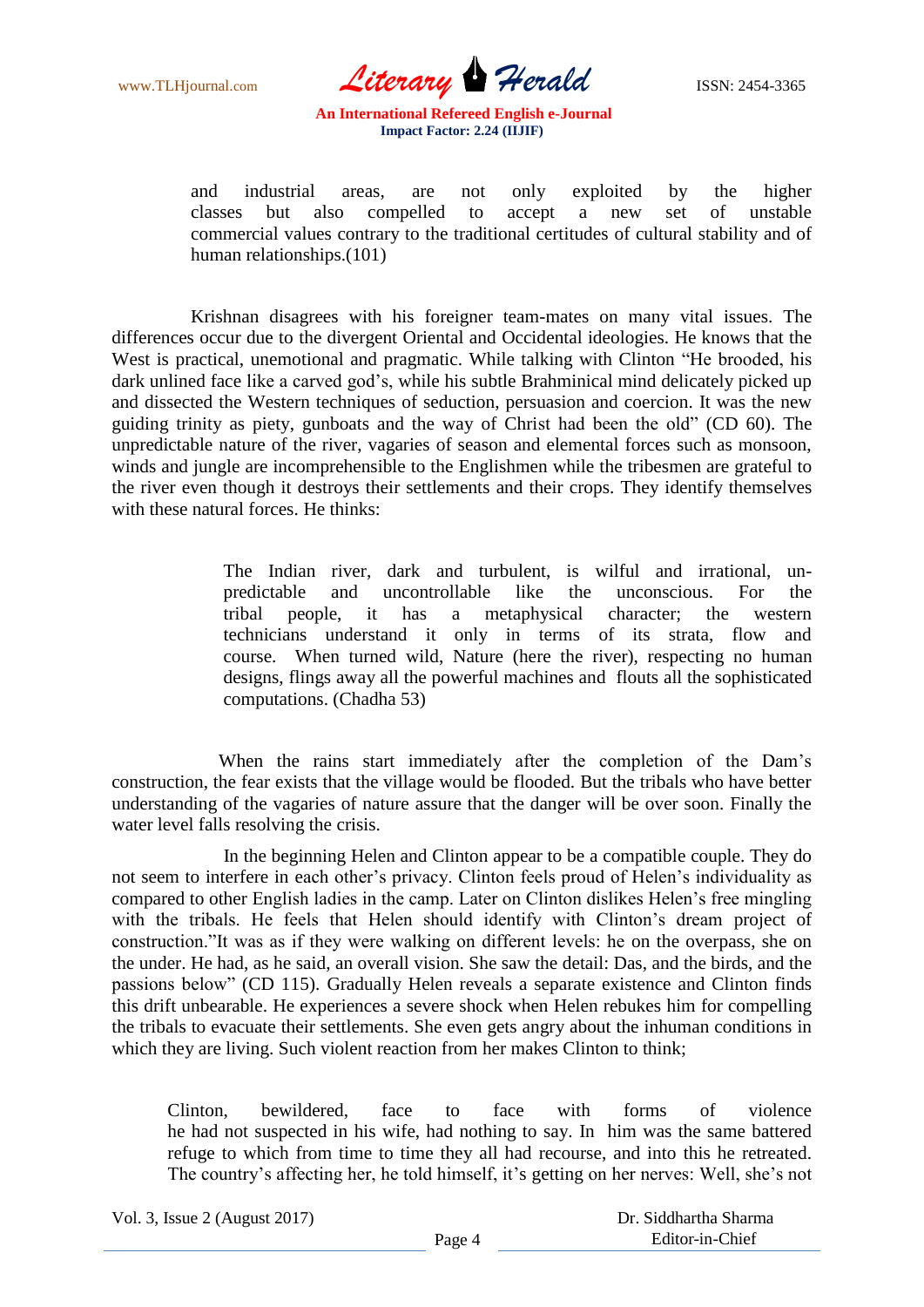> and industrial areas, are not only exploited by the higher classes but also compelled to accept a new set of unstable commercial values contrary to the traditional certitudes of cultural stability and of human relationships.(101)

Krishnan disagrees with his foreigner team-mates on many vital issues. The differences occur due to the divergent Oriental and Occidental ideologies. He knows that the West is practical, unemotional and pragmatic. While talking with Clinton "He brooded, his dark unlined face like a carved god's, while his subtle Brahminical mind delicately picked up and dissected the Western techniques of seduction, persuasion and coercion. It was the new guiding trinity as piety, gunboats and the way of Christ had been the old" (CD 60). The unpredictable nature of the river, vagaries of season and elemental forces such as monsoon, winds and jungle are incomprehensible to the Englishmen while the tribesmen are grateful to the river even though it destroys their settlements and their crops. They identify themselves with these natural forces. He thinks:

> The Indian river, dark and turbulent, is wilful and irrational, un-predictable and uncontrollable like the unconscious. For the tribal people, it has a metaphysical character; the western technicians understand it only in terms of its strata, flow and course. When turned wild, Nature (here the river), respecting no human designs, flings away all the powerful machines and flouts all the sophisticated computations. (Chadha 53)

When the rains start immediately after the completion of the Dam's construction, the fear exists that the village would be flooded. But the tribals who have better understanding of the vagaries of nature assure that the danger will be over soon. Finally the water level falls resolving the crisis.

In the beginning Helen and Clinton appear to be a compatible couple. They do not seem to interfere in each other's privacy. Clinton feels proud of Helen's individuality as compared to other English ladies in the camp. Later on Clinton dislikes Helen's free mingling with the tribals. He feels that Helen should identify with Clinton's dream project of construction."It was as if they were walking on different levels: he on the overpass, she on the under. He had, as he said, an overall vision. She saw the detail: Das, and the birds, and the passions below" (CD 115). Gradually Helen reveals a separate existence and Clinton finds this drift unbearable. He experiences a severe shock when Helen rebukes him for compelling the tribals to evacuate their settlements. She even gets angry about the inhuman conditions in which they are living. Such violent reaction from her makes Clinton to think;

> Clinton, bewildered, face to face with forms of violence he had not suspected in his wife, had nothing to say. In him was the same battered refuge to which from time to time they all had recourse, and into this he retreated. The country's affecting her, he told himself, it's getting on her nerves: Well, she's not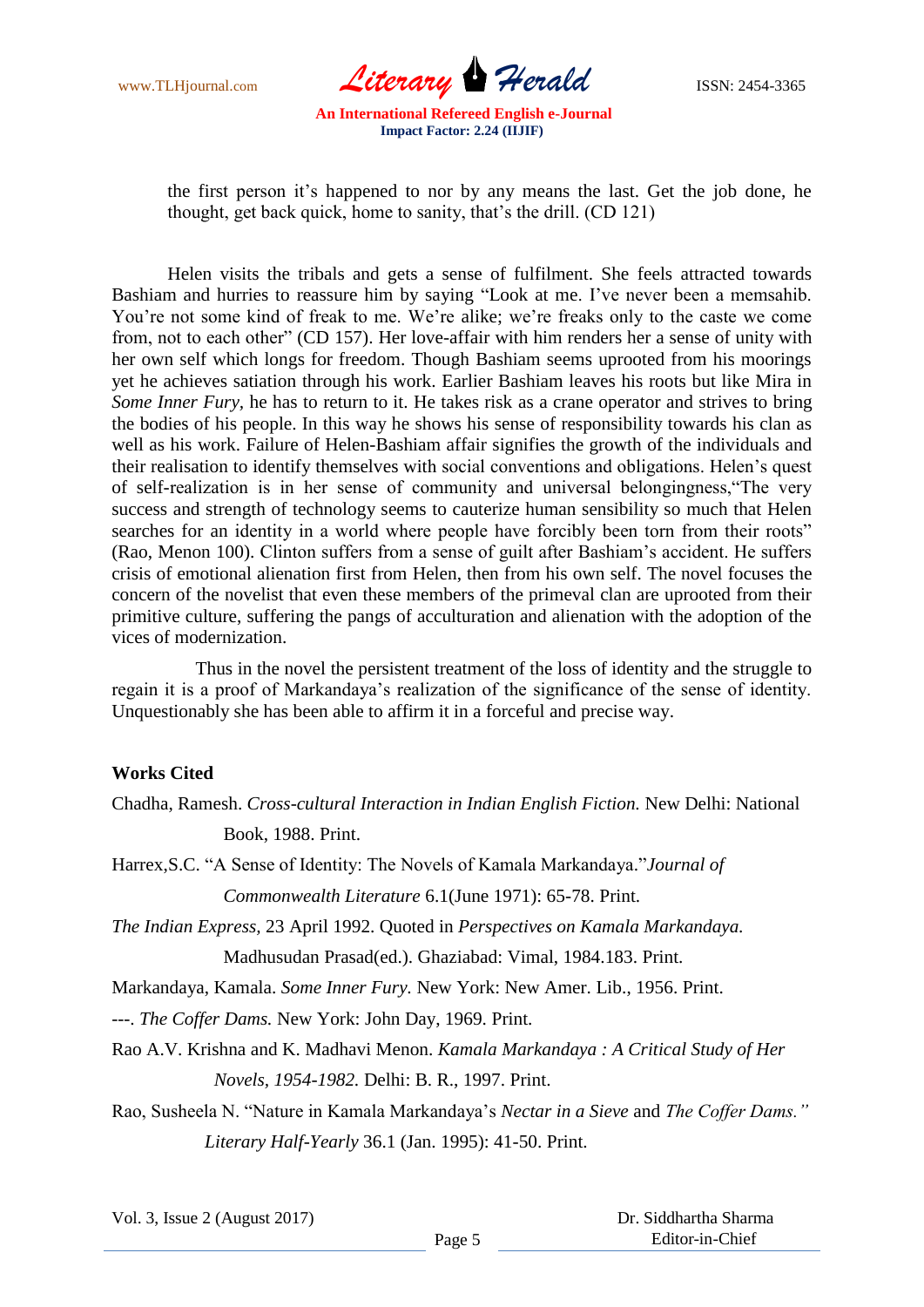the first person it's happened to nor by any means the last. Get the job done, he thought, get back quick, home to sanity, that's the drill. (CD 121)

Helen visits the tribals and gets a sense of fulfilment. She feels attracted towards Bashiam and hurries to reassure him by saying "Look at me. I've never been a memsahib. You're not some kind of freak to me. We're alike; we're freaks only to the caste we come from, not to each other" (CD 157). Her love-affair with him renders her a sense of unity with her own self which longs for freedom. Though Bashiam seems uprooted from his moorings yet he achieves satiation through his work. Earlier Bashiam leaves his roots but like Mira in *Some Inner Fury,* he has to return to it. He takes risk as a crane operator and strives to bring the bodies of his people. In this way he shows his sense of responsibility towards his clan as well as his work. Failure of Helen-Bashiam affair signifies the growth of the individuals and their realisation to identify themselves with social conventions and obligations. Helen's quest of self-realization is in her sense of community and universal belongingness,"The very success and strength of technology seems to cauterize human sensibility so much that Helen searches for an identity in a world where people have forcibly been torn from their roots" (Rao, Menon 100). Clinton suffers from a sense of guilt after Bashiam's accident. He suffers crisis of emotional alienation first from Helen, then from his own self. The novel focuses the concern of the novelist that even these members of the primeval clan are uprooted from their primitive culture, suffering the pangs of acculturation and alienation with the adoption of the vices of modernization.

Thus in the novel the persistent treatment of the loss of identity and the struggle to regain it is a proof of Markandaya's realization of the significance of the sense of identity. Unquestionably she has been able to affirm it in a forceful and precise way.

## Works Cited

Chadha, Ramesh. *Cross-cultural Interaction in Indian English Fiction.* New Delhi: National Book, 1988. Print.

Harrex,S.C. "A Sense of Identity: The Novels of Kamala Markandaya."*Journal of Commonwealth Literature* 6.1(June 1971): 65-78. Print.

*The Indian Express,* 23 April 1992. Quoted in *Perspectives on Kamala Markandaya.* Madhusudan Prasad(ed.). Ghaziabad: Vimal, 1984.183. Print.

Markandaya, Kamala. *Some Inner Fury*. New York: New Amer. Lib., 1956. Print.

---. *The Coffer Dams.* New York: John Day, 1969. Print.

Rao A.V. Krishna and K. Madhavi Menon. *Kamala Markandaya : A Critical Study of Her Novels, 1954-1982.* Delhi: B. R., 1997. Print.

Rao, Susheela N. "Nature in Kamala Markandaya's *Nectar in a Sieve* and *The Coffer Dams."* *Literary Half-Yearly* 36.1 (Jan. 1995): 41-50. Print.